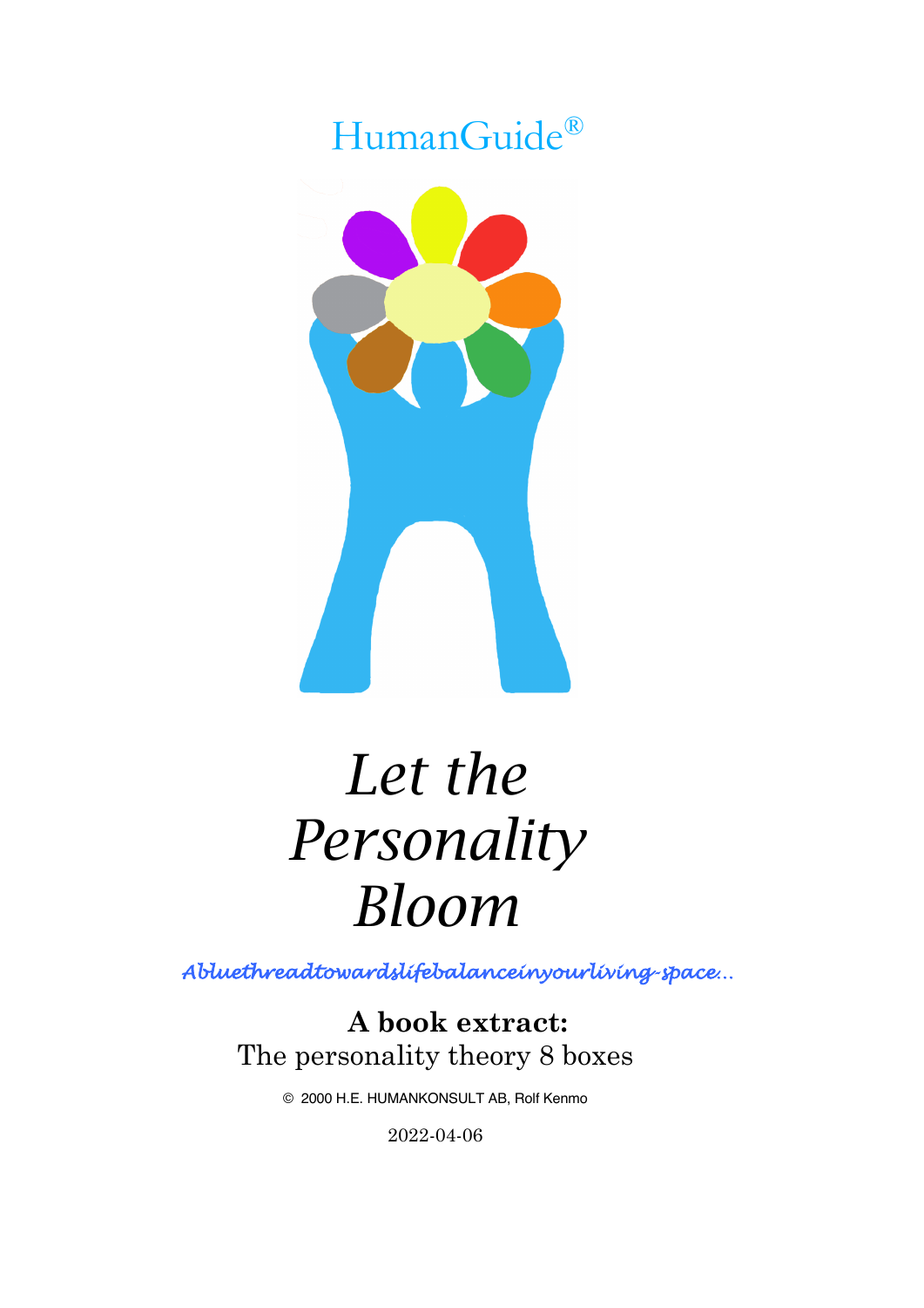HumanGuide®

# *Let the Personality Bloom*

*Abluethreadtowardslifebalanceinyourliving-space…*

**A book extract:**
The personality theory 8 boxes

© 2000 H.E. HUMANKONSULT AB, Rolf Kenmo

2022-04-06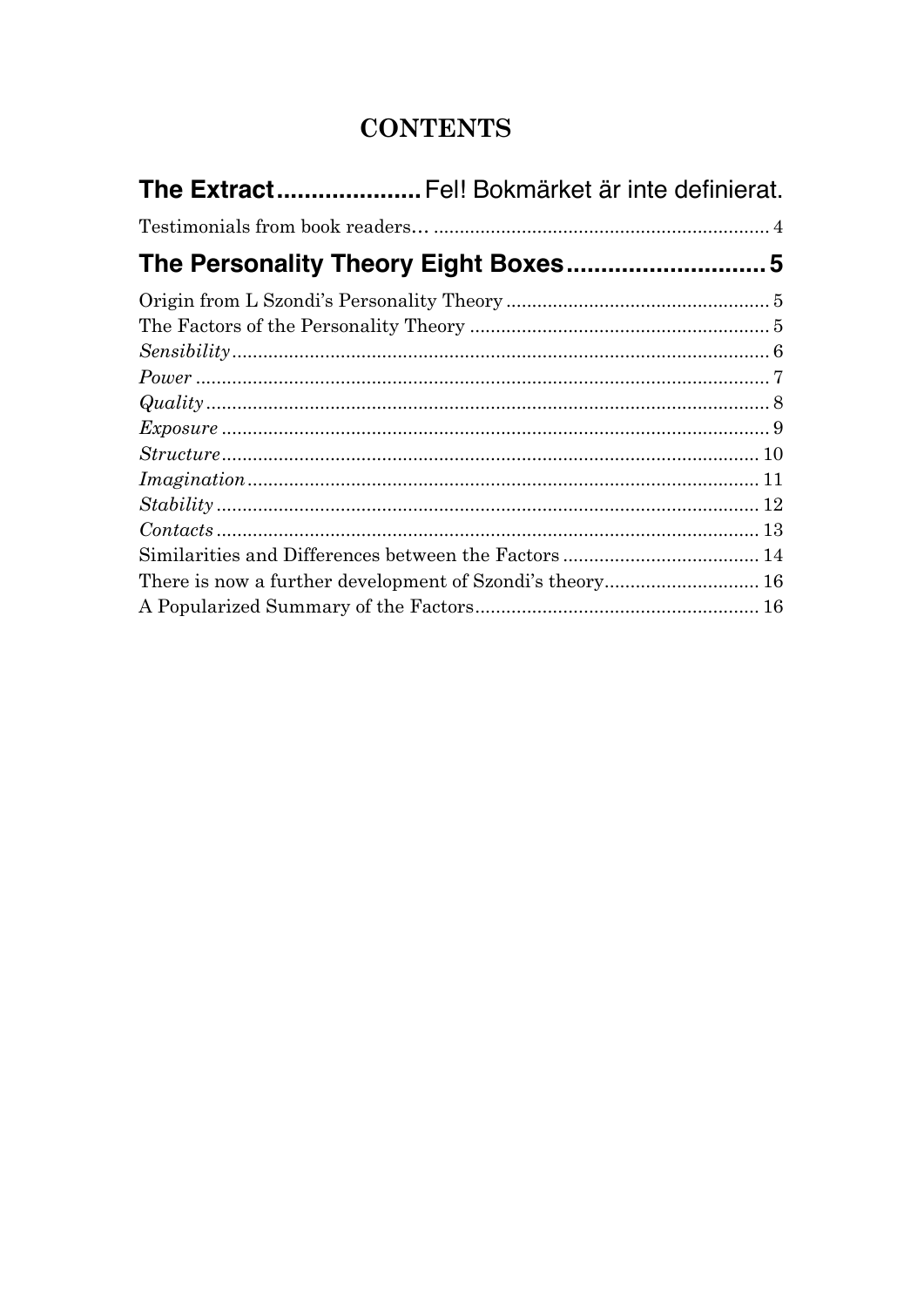# CONTENTS

**The Extract** ..................... Fel! Bokmärket är inte definierat.

Testimonials from book readers… ..................................................................... 4

**The Personality Theory Eight Boxes** ............................. 5

Origin from L Szondi's Personality Theory ................................................... 5

The Factors of the Personality Theory .......................................................... 5

*Sensibility* ........................................................................................................ 6

*Power* ............................................................................................................... 7

*Quality* ............................................................................................................. 8

*Exposure* .......................................................................................................... 9

*Structure* ........................................................................................................ 10

*Imagination* .................................................................................................... 11

*Stability* .......................................................................................................... 12

*Contacts* .......................................................................................................... 13

Similarities and Differences between the Factors ...................................... 14

There is now a further development of Szondi's theory.............................. 16

A Popularized Summary of the Factors....................................................... 16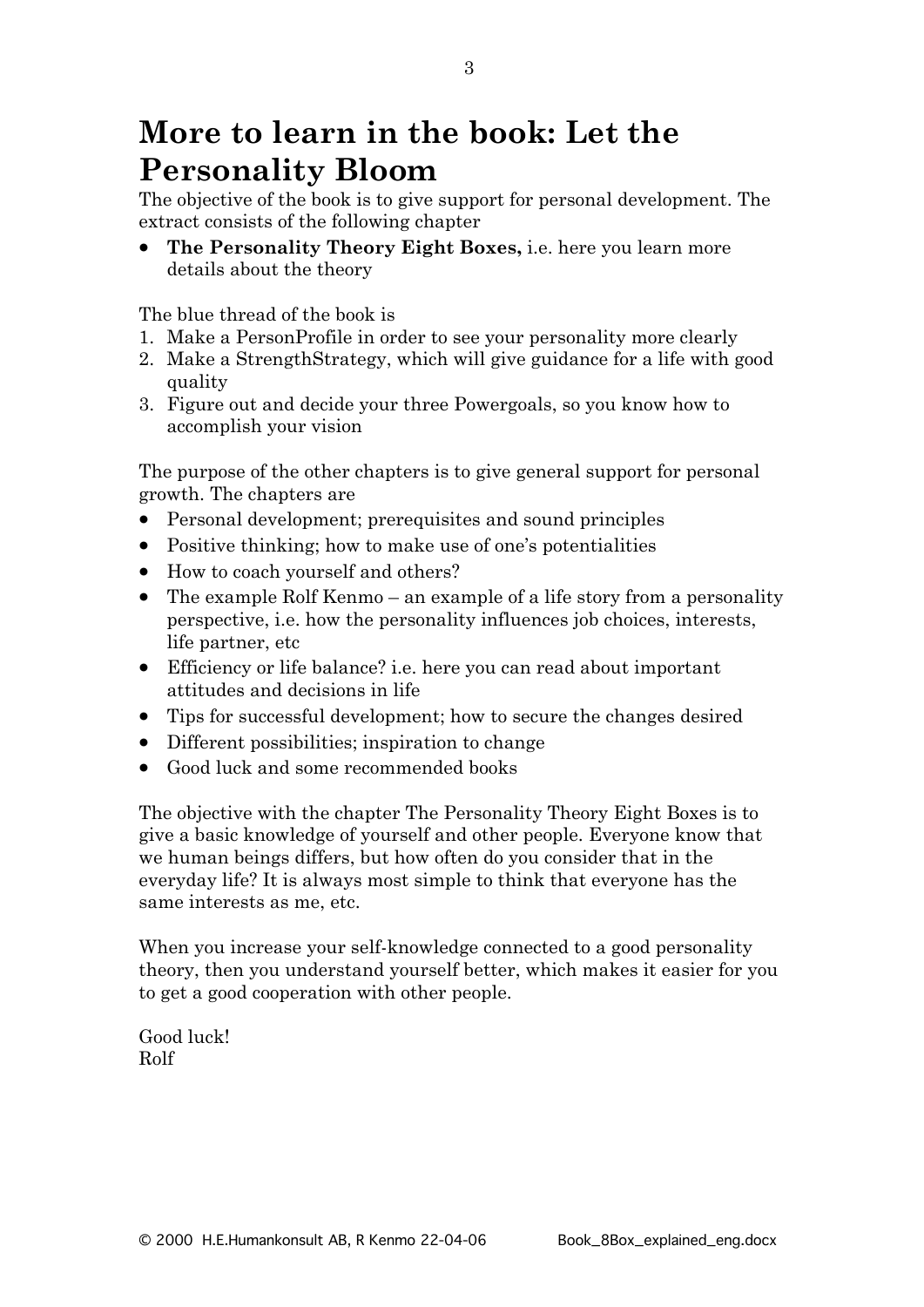# More to learn in the book: Let the Personality Bloom

The objective of the book is to give support for personal development. The extract consists of the following chapter

- **The Personality Theory Eight Boxes,** i.e. here you learn more details about the theory

The blue thread of the book is

1. Make a PersonProfile in order to see your personality more clearly
2. Make a StrengthStrategy, which will give guidance for a life with good quality
3. Figure out and decide your three Powergoals, so you know how to accomplish your vision

The purpose of the other chapters is to give general support for personal growth. The chapters are

- Personal development; prerequisites and sound principles
- Positive thinking; how to make use of one's potentialities
- How to coach yourself and others?
- The example Rolf Kenmo – an example of a life story from a personality perspective, i.e. how the personality influences job choices, interests, life partner, etc
- Efficiency or life balance? i.e. here you can read about important attitudes and decisions in life
- Tips for successful development; how to secure the changes desired
- Different possibilities; inspiration to change
- Good luck and some recommended books

The objective with the chapter The Personality Theory Eight Boxes is to give a basic knowledge of yourself and other people. Everyone know that we human beings differs, but how often do you consider that in the everyday life? It is always most simple to think that everyone has the same interests as me, etc.

When you increase your self-knowledge connected to a good personality theory, then you understand yourself better, which makes it easier for you to get a good cooperation with other people.

Good luck!
Rolf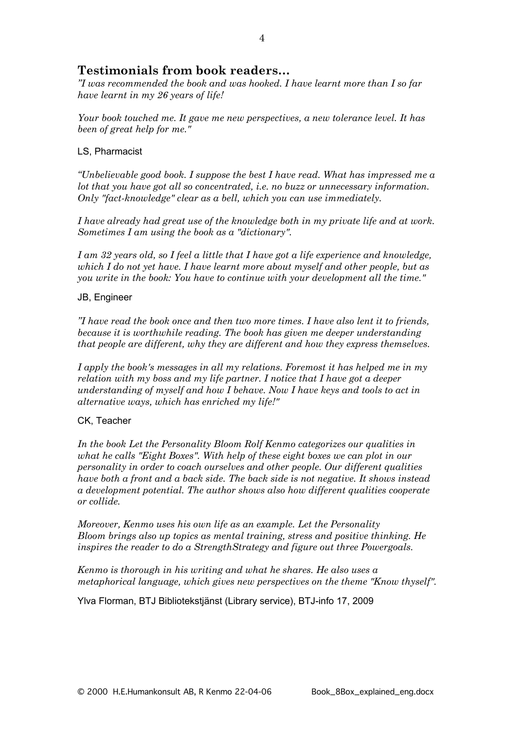## Testimonials from book readers…

*”I was recommended the book and was hooked. I have learnt more than I so far have learnt in my 26 years of life!*

*Your book touched me. It gave me new perspectives, a new tolerance level. It has been of great help for me."*

LS, Pharmacist

*“Unbelievable good book. I suppose the best I have read. What has impressed me a lot that you have got all so concentrated, i.e. no buzz or unnecessary information. Only "fact-knowledge" clear as a bell, which you can use immediately.*

*I have already had great use of the knowledge both in my private life and at work. Sometimes I am using the book as a "dictionary".*

*I am 32 years old, so I feel a little that I have got a life experience and knowledge, which I do not yet have. I have learnt more about myself and other people, but as you write in the book: You have to continue with your development all the time."*

JB, Engineer

*”I have read the book once and then two more times. I have also lent it to friends, because it is worthwhile reading. The book has given me deeper understanding that people are different, why they are different and how they express themselves.*

*I apply the book's messages in all my relations. Foremost it has helped me in my relation with my boss and my life partner. I notice that I have got a deeper understanding of myself and how I behave. Now I have keys and tools to act in alternative ways, which has enriched my life!"*

CK, Teacher

*In the book Let the Personality Bloom Rolf Kenmo categorizes our qualities in what he calls "Eight Boxes". With help of these eight boxes we can plot in our personality in order to coach ourselves and other people. Our different qualities have both a front and a back side. The back side is not negative. It shows instead a development potential. The author shows also how different qualities cooperate or collide.*

*Moreover, Kenmo uses his own life as an example. Let the Personality Bloom brings also up topics as mental training, stress and positive thinking. He inspires the reader to do a StrengthStrategy and figure out three Powergoals.*

*Kenmo is thorough in his writing and what he shares. He also uses a metaphorical language, which gives new perspectives on the theme "Know thyself".*

Ylva Florman, BTJ Bibliotekstjänst (Library service), BTJ-info 17, 2009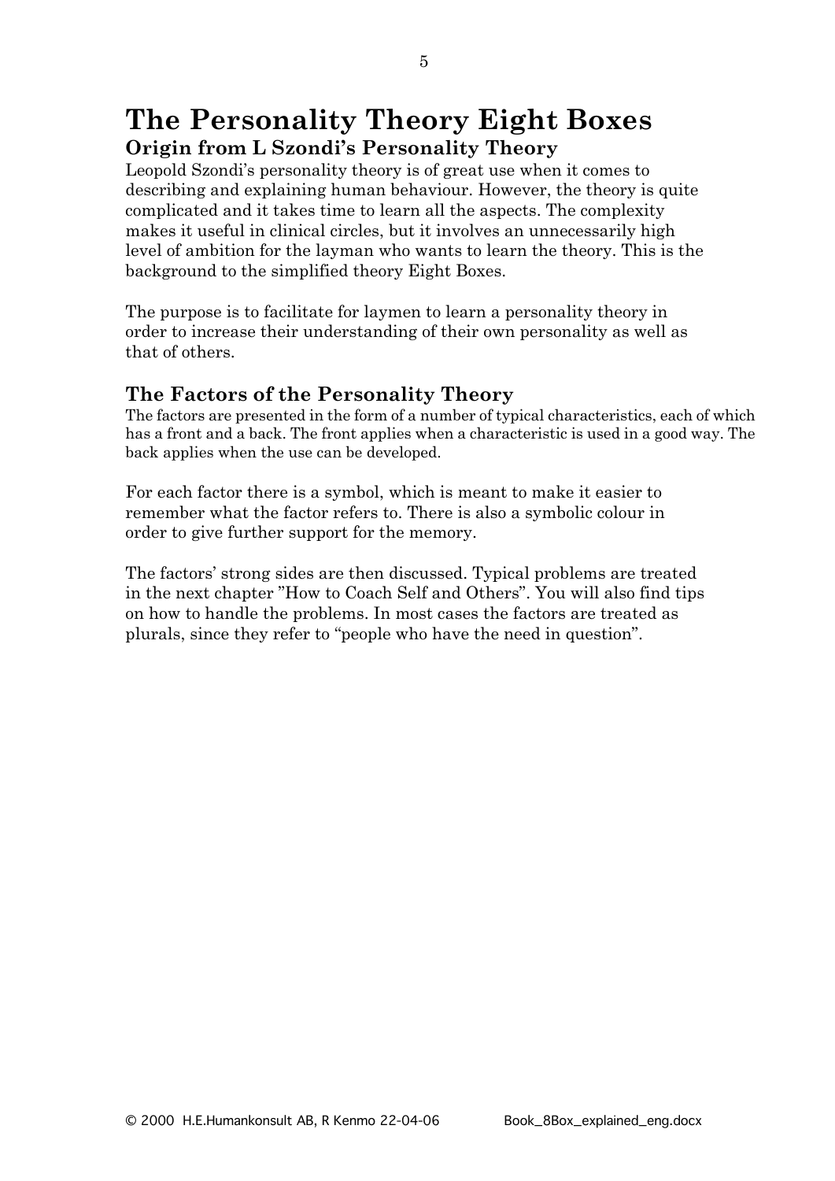# The Personality Theory Eight Boxes

## Origin from L Szondi's Personality Theory

Leopold Szondi's personality theory is of great use when it comes to describing and explaining human behaviour. However, the theory is quite complicated and it takes time to learn all the aspects. The complexity makes it useful in clinical circles, but it involves an unnecessarily high level of ambition for the layman who wants to learn the theory. This is the background to the simplified theory Eight Boxes.

The purpose is to facilitate for laymen to learn a personality theory in order to increase their understanding of their own personality as well as that of others.

## The Factors of the Personality Theory

The factors are presented in the form of a number of typical characteristics, each of which has a front and a back. The front applies when a characteristic is used in a good way. The back applies when the use can be developed.

For each factor there is a symbol, which is meant to make it easier to remember what the factor refers to. There is also a symbolic colour in order to give further support for the memory.

The factors' strong sides are then discussed. Typical problems are treated in the next chapter "How to Coach Self and Others". You will also find tips on how to handle the problems. In most cases the factors are treated as plurals, since they refer to "people who have the need in question".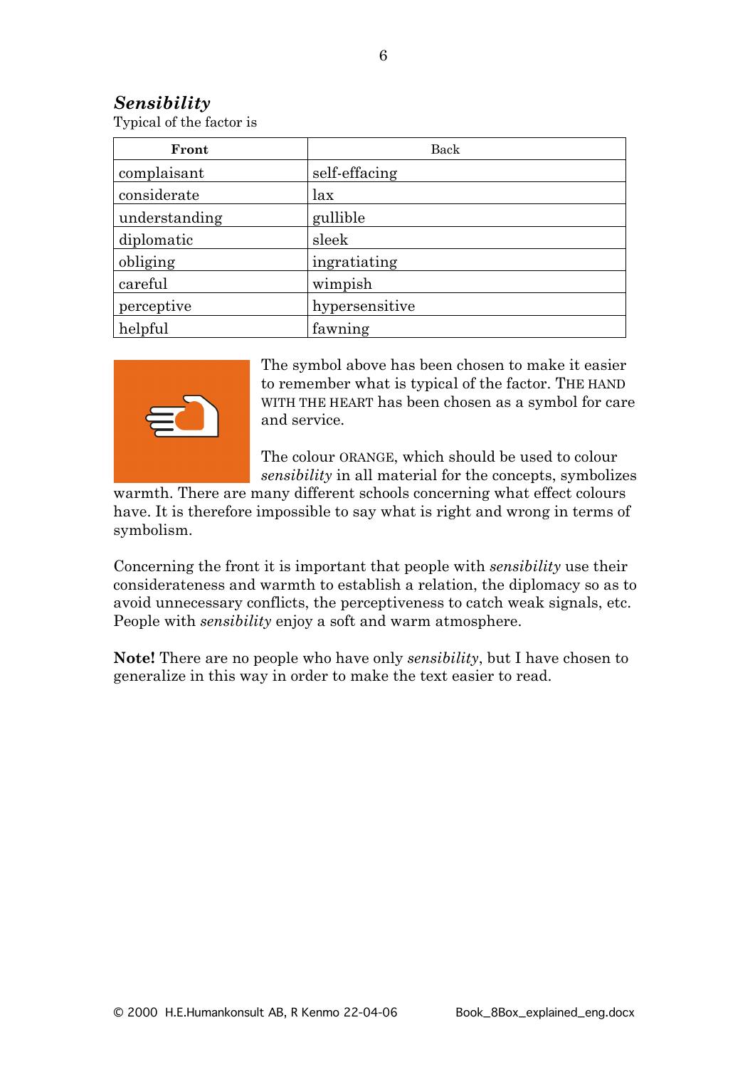## *Sensibility*

Typical of the factor is

| **Front** | Back |
|---|---|
| complaisant | self-effacing |
| considerate | lax |
| understanding | gullible |
| diplomatic | sleek |
| obliging | ingratiating |
| careful | wimpish |
| perceptive | hypersensitive |
| helpful | fawning |

The symbol above has been chosen to make it easier to remember what is typical of the factor. THE HAND WITH THE HEART has been chosen as a symbol for care and service.

The colour ORANGE, which should be used to colour *sensibility* in all material for the concepts, symbolizes warmth. There are many different schools concerning what effect colours have. It is therefore impossible to say what is right and wrong in terms of symbolism.

Concerning the front it is important that people with *sensibility* use their considerateness and warmth to establish a relation, the diplomacy so as to avoid unnecessary conflicts, the perceptiveness to catch weak signals, etc. People with *sensibility* enjoy a soft and warm atmosphere.

**Note!** There are no people who have only *sensibility*, but I have chosen to generalize in this way in order to make the text easier to read.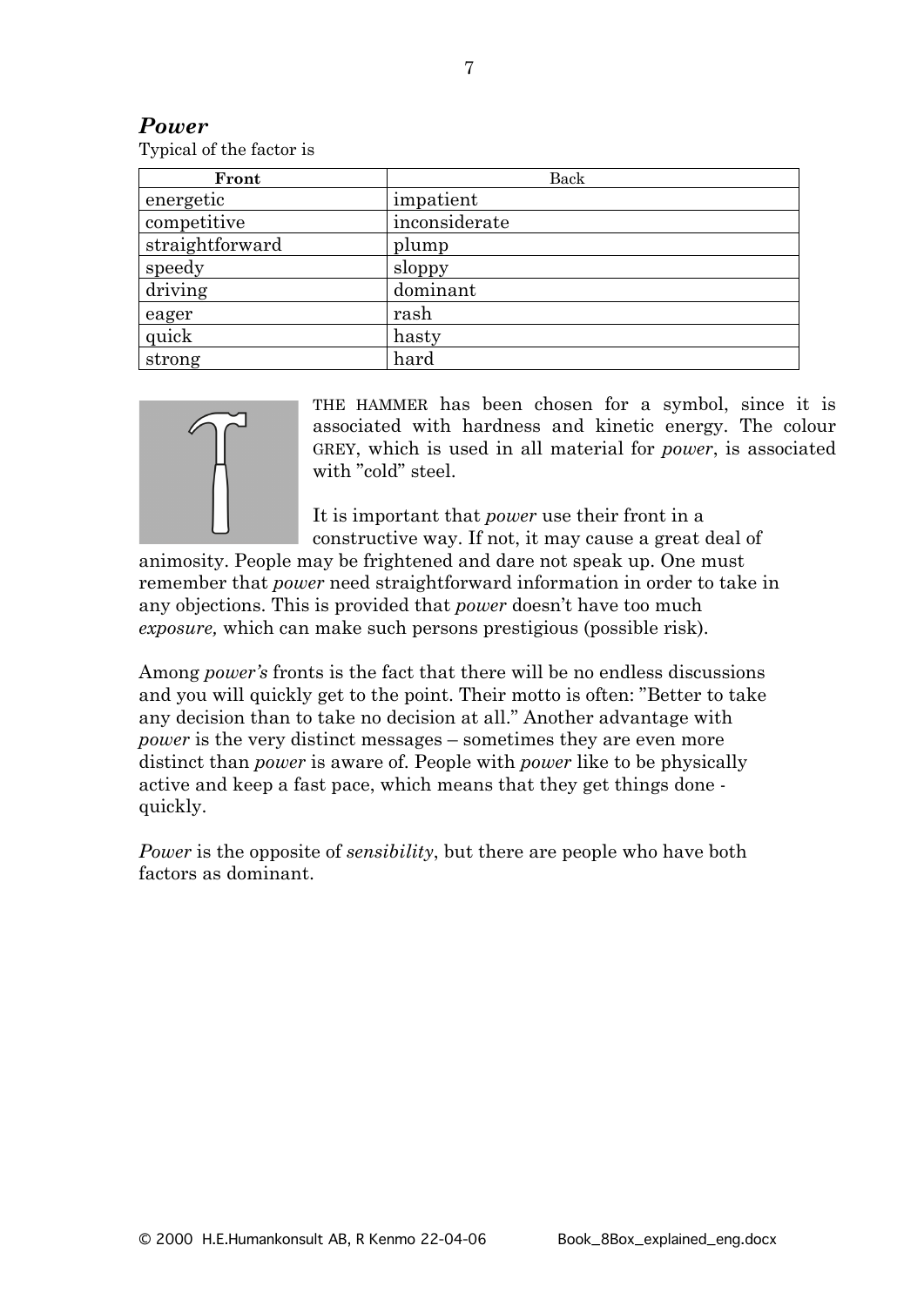## *Power*

Typical of the factor is

| Front | Back |
| --- | --- |
| energetic | impatient |
| competitive | inconsiderate |
| straightforward | plump |
| speedy | sloppy |
| driving | dominant |
| eager | rash |
| quick | hasty |
| strong | hard |

THE HAMMER has been chosen for a symbol, since it is associated with hardness and kinetic energy. The colour GREY, which is used in all material for *power*, is associated with "cold" steel.

It is important that *power* use their front in a constructive way. If not, it may cause a great deal of animosity. People may be frightened and dare not speak up. One must remember that *power* need straightforward information in order to take in any objections. This is provided that *power* doesn't have too much *exposure,* which can make such persons prestigious (possible risk).

Among *power's* fronts is the fact that there will be no endless discussions and you will quickly get to the point. Their motto is often: "Better to take any decision than to take no decision at all." Another advantage with *power* is the very distinct messages – sometimes they are even more distinct than *power* is aware of. People with *power* like to be physically active and keep a fast pace, which means that they get things done - quickly.

*Power* is the opposite of *sensibility*, but there are people who have both factors as dominant.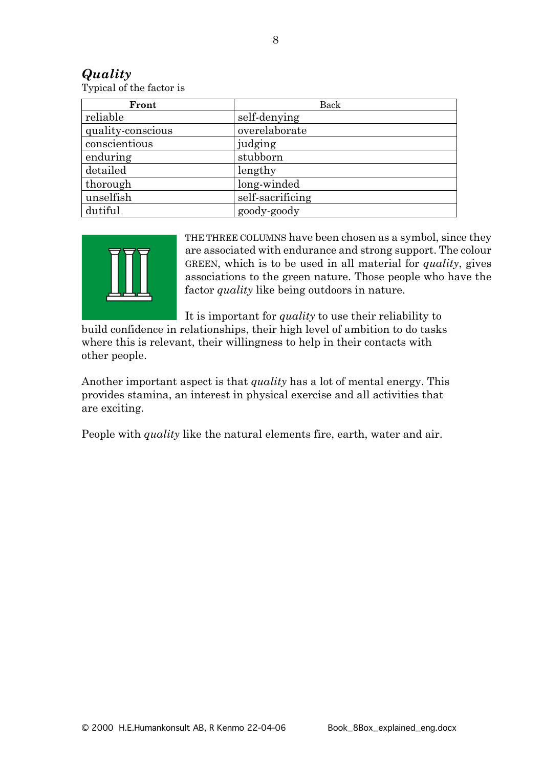## *Quality*

Typical of the factor is

| **Front** | Back |
| --- | --- |
| reliable | self-denying |
| quality-conscious | overelaborate |
| conscientious | judging |
| enduring | stubborn |
| detailed | lengthy |
| thorough | long-winded |
| unselfish | self-sacrificing |
| dutiful | goody-goody |

THE THREE COLUMNS have been chosen as a symbol, since they are associated with endurance and strong support. The colour GREEN, which is to be used in all material for *quality*, gives associations to the green nature. Those people who have the factor *quality* like being outdoors in nature.

It is important for *quality* to use their reliability to build confidence in relationships, their high level of ambition to do tasks where this is relevant, their willingness to help in their contacts with other people.

Another important aspect is that *quality* has a lot of mental energy. This provides stamina, an interest in physical exercise and all activities that are exciting.

People with *quality* like the natural elements fire, earth, water and air.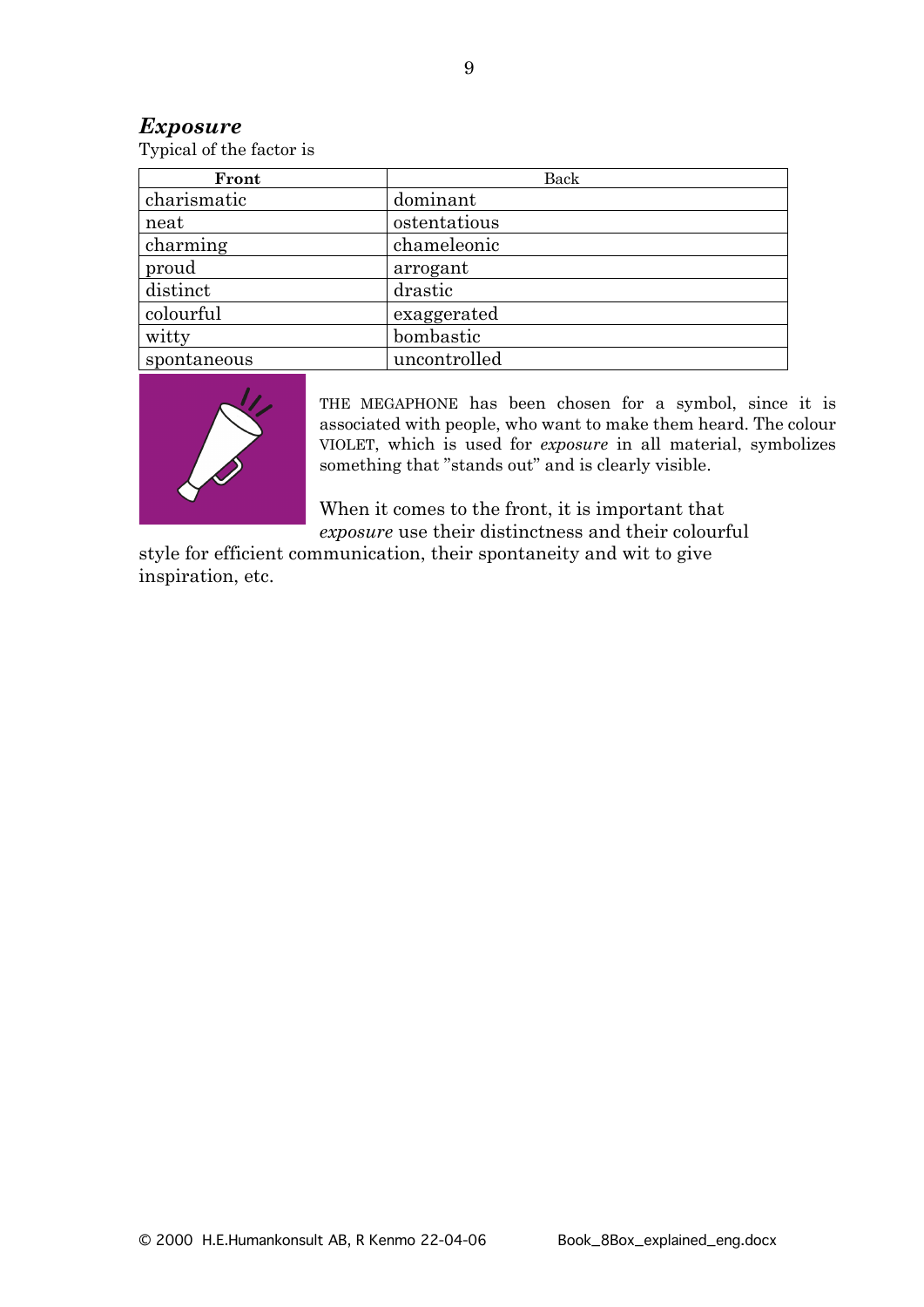## *Exposure*

Typical of the factor is

| **Front** | Back |
|---|---|
| charismatic | dominant |
| neat | ostentatious |
| charming | chameleonic |
| proud | arrogant |
| distinct | drastic |
| colourful | exaggerated |
| witty | bombastic |
| spontaneous | uncontrolled |

THE MEGAPHONE has been chosen for a symbol, since it is associated with people, who want to make them heard. The colour VIOLET, which is used for *exposure* in all material, symbolizes something that "stands out" and is clearly visible.

When it comes to the front, it is important that *exposure* use their distinctness and their colourful style for efficient communication, their spontaneity and wit to give inspiration, etc.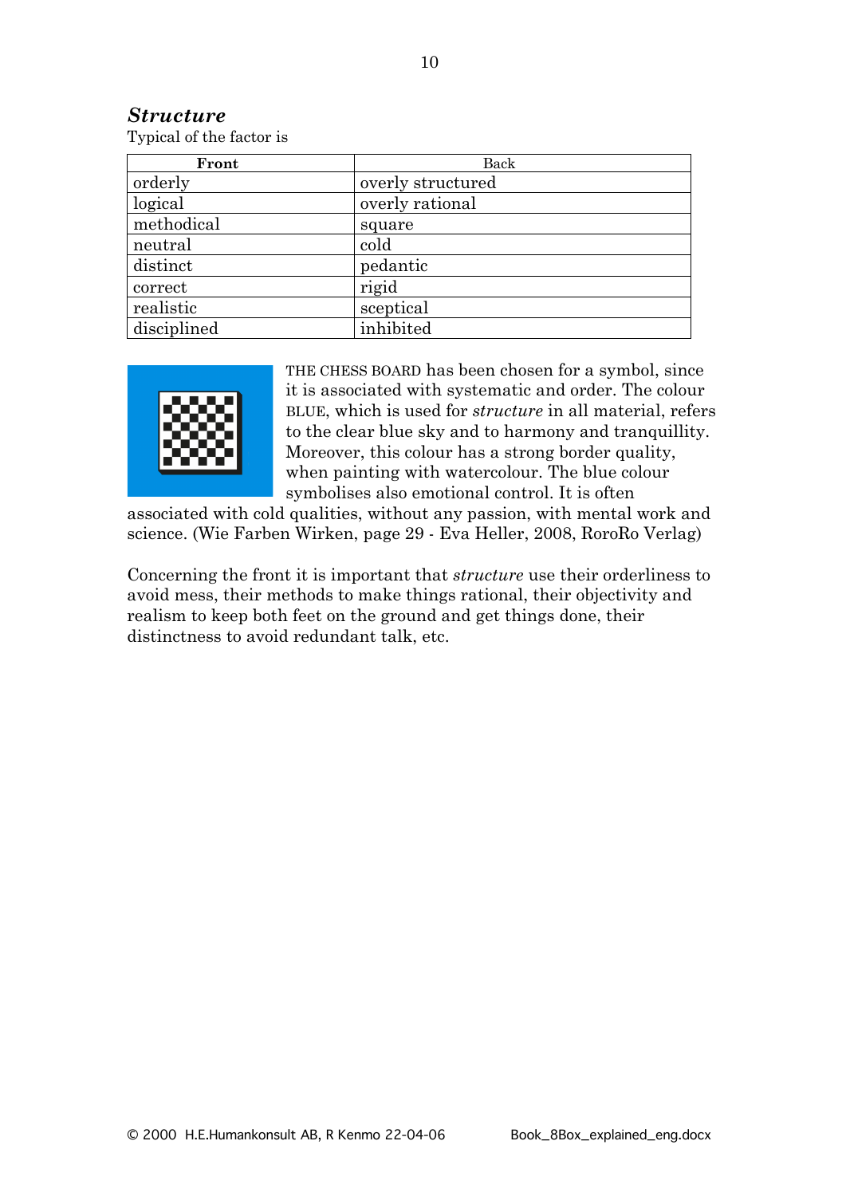### *Structure*

Typical of the factor is

| **Front** | Back |
|---|---|
| orderly | overly structured |
| logical | overly rational |
| methodical | square |
| neutral | cold |
| distinct | pedantic |
| correct | rigid |
| realistic | sceptical |
| disciplined | inhibited |

THE CHESS BOARD has been chosen for a symbol, since it is associated with systematic and order. The colour BLUE, which is used for *structure* in all material, refers to the clear blue sky and to harmony and tranquillity. Moreover, this colour has a strong border quality, when painting with watercolour. The blue colour symbolises also emotional control. It is often associated with cold qualities, without any passion, with mental work and science. (Wie Farben Wirken, page 29 - Eva Heller, 2008, RoroRo Verlag)

Concerning the front it is important that *structure* use their orderliness to avoid mess, their methods to make things rational, their objectivity and realism to keep both feet on the ground and get things done, their distinctness to avoid redundant talk, etc.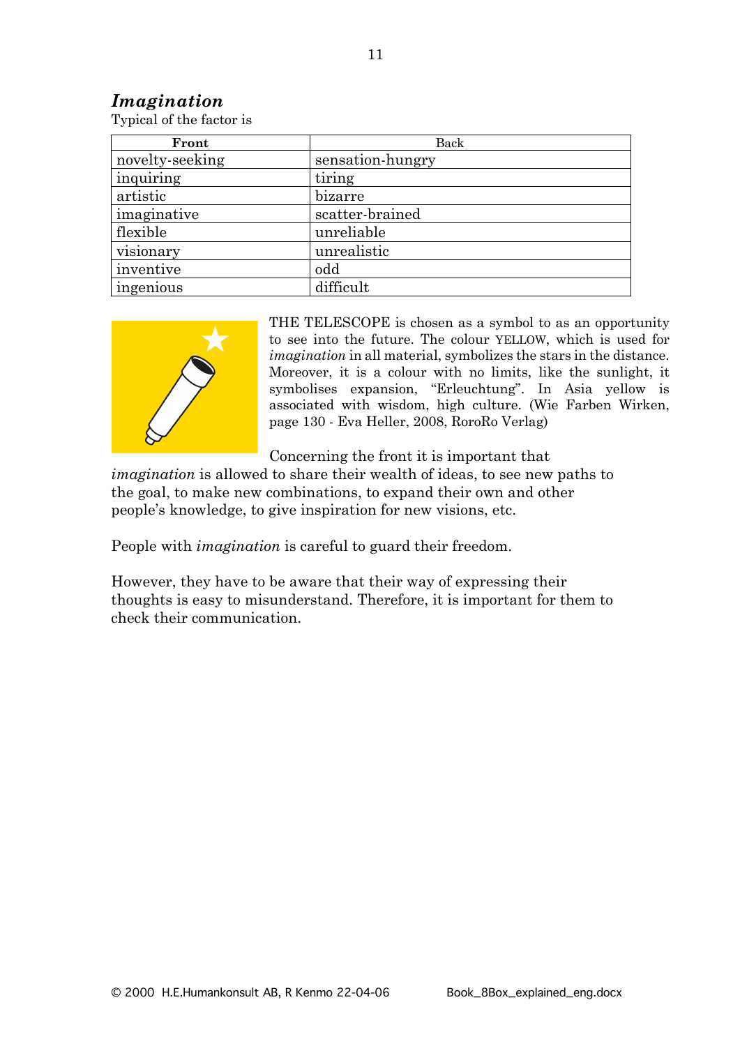## *Imagination*

Typical of the factor is

| **Front** | Back |
| --- | --- |
| novelty-seeking | sensation-hungry |
| inquiring | tiring |
| artistic | bizarre |
| imaginative | scatter-brained |
| flexible | unreliable |
| visionary | unrealistic |
| inventive | odd |
| ingenious | difficult |

THE TELESCOPE is chosen as a symbol to as an opportunity to see into the future. The colour YELLOW, which is used for *imagination* in all material, symbolizes the stars in the distance. Moreover, it is a colour with no limits, like the sunlight, it symbolises expansion, "Erleuchtung". In Asia yellow is associated with wisdom, high culture. (Wie Farben Wirken, page 130 - Eva Heller, 2008, RoroRo Verlag)

Concerning the front it is important that *imagination* is allowed to share their wealth of ideas, to see new paths to the goal, to make new combinations, to expand their own and other people's knowledge, to give inspiration for new visions, etc.

People with *imagination* is careful to guard their freedom.

However, they have to be aware that their way of expressing their thoughts is easy to misunderstand. Therefore, it is important for them to check their communication.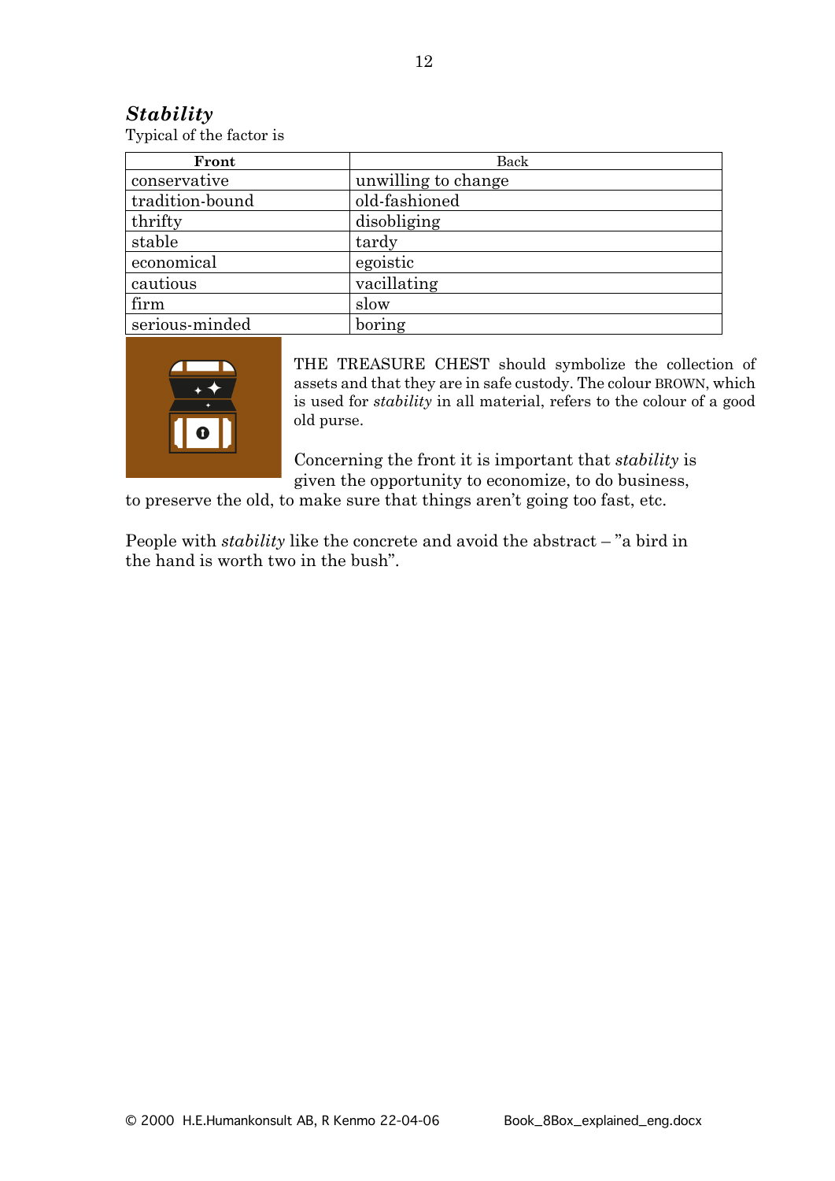## *Stability*

Typical of the factor is

| Front | Back |
|---|---|
| conservative | unwilling to change |
| tradition-bound | old-fashioned |
| thrifty | disobliging |
| stable | tardy |
| economical | egoistic |
| cautious | vacillating |
| firm | slow |
| serious-minded | boring |

THE TREASURE CHEST should symbolize the collection of assets and that they are in safe custody. The colour BROWN, which is used for *stability* in all material, refers to the colour of a good old purse.

Concerning the front it is important that *stability* is given the opportunity to economize, to do business, to preserve the old, to make sure that things aren't going too fast, etc.

People with *stability* like the concrete and avoid the abstract – "a bird in the hand is worth two in the bush".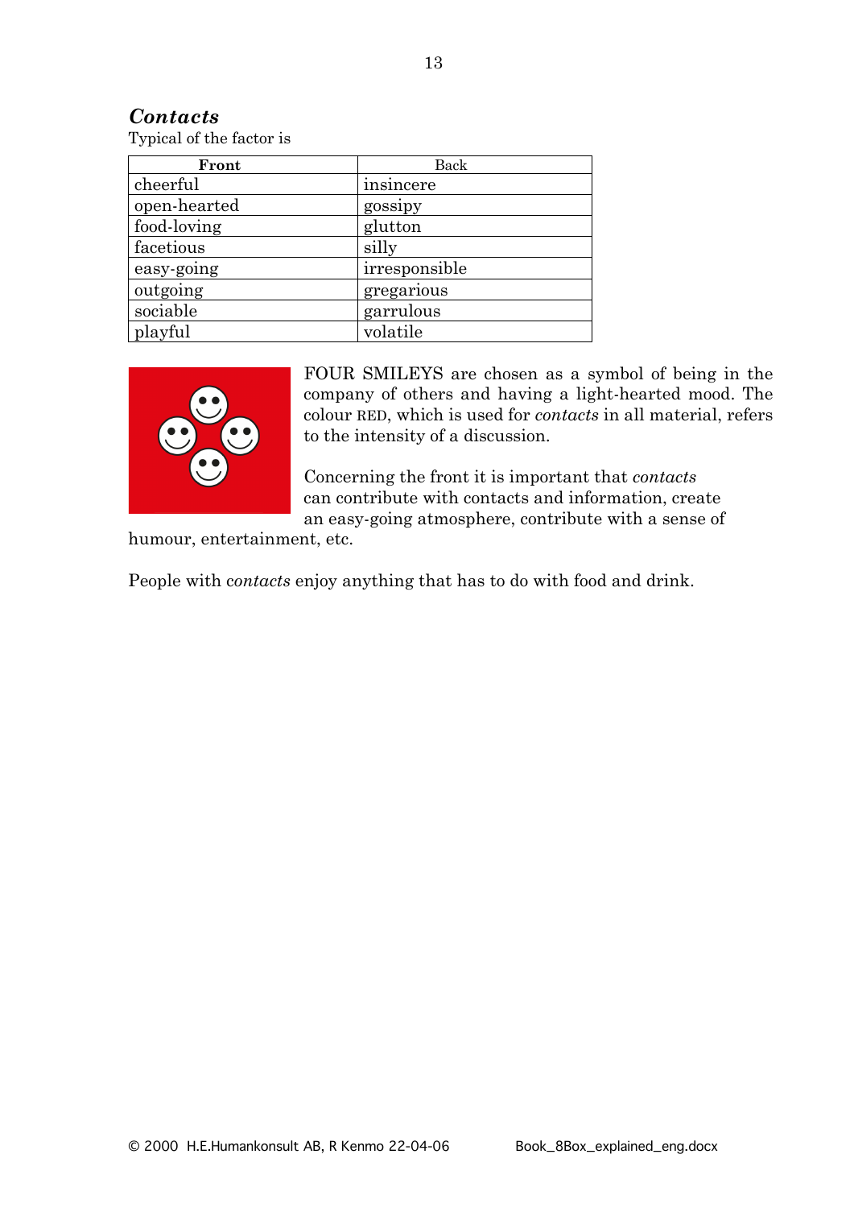## *Contacts*

Typical of the factor is

| **Front** | Back |
|---|---|
| cheerful | insincere |
| open-hearted | gossipy |
| food-loving | glutton |
| facetious | silly |
| easy-going | irresponsible |
| outgoing | gregarious |
| sociable | garrulous |
| playful | volatile |

FOUR SMILEYS are chosen as a symbol of being in the company of others and having a light-hearted mood. The colour RED, which is used for *contacts* in all material, refers to the intensity of a discussion.

Concerning the front it is important that *contacts* can contribute with contacts and information, create an easy-going atmosphere, contribute with a sense of humour, entertainment, etc.

People with *contacts* enjoy anything that has to do with food and drink.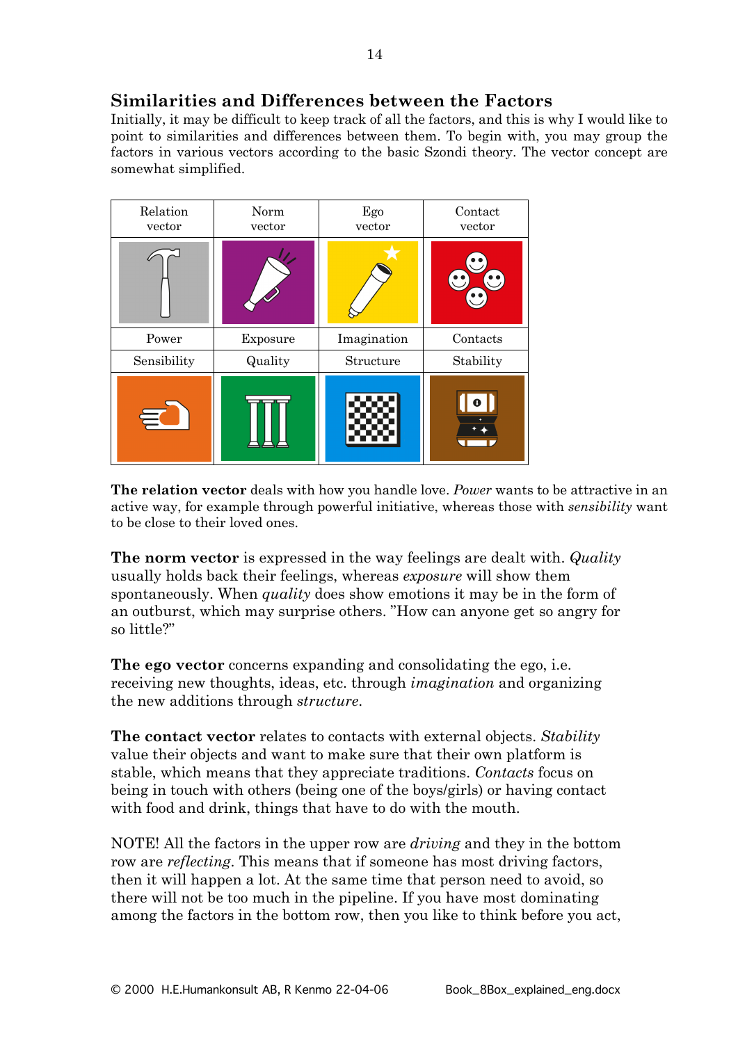## Similarities and Differences between the Factors

Initially, it may be difficult to keep track of all the factors, and this is why I would like to point to similarities and differences between them. To begin with, you may group the factors in various vectors according to the basic Szondi theory. The vector concept are somewhat simplified.

| Relation vector | Norm vector | Ego vector | Contact vector |
|---|---|---|---|
| | | | |
| Power | Exposure | Imagination | Contacts |
| Sensibility | Quality | Structure | Stability |
| | | | |

**The relation vector** deals with how you handle love. *Power* wants to be attractive in an active way, for example through powerful initiative, whereas those with *sensibility* want to be close to their loved ones.

**The norm vector** is expressed in the way feelings are dealt with. *Quality* usually holds back their feelings, whereas *exposure* will show them spontaneously. When *quality* does show emotions it may be in the form of an outburst, which may surprise others. "How can anyone get so angry for so little?"

**The ego vector** concerns expanding and consolidating the ego, i.e. receiving new thoughts, ideas, etc. through *imagination* and organizing the new additions through *structure*.

**The contact vector** relates to contacts with external objects. *Stability* value their objects and want to make sure that their own platform is stable, which means that they appreciate traditions. *Contacts* focus on being in touch with others (being one of the boys/girls) or having contact with food and drink, things that have to do with the mouth.

NOTE! All the factors in the upper row are *driving* and they in the bottom row are *reflecting*. This means that if someone has most driving factors, then it will happen a lot. At the same time that person need to avoid, so there will not be too much in the pipeline. If you have most dominating among the factors in the bottom row, then you like to think before you act,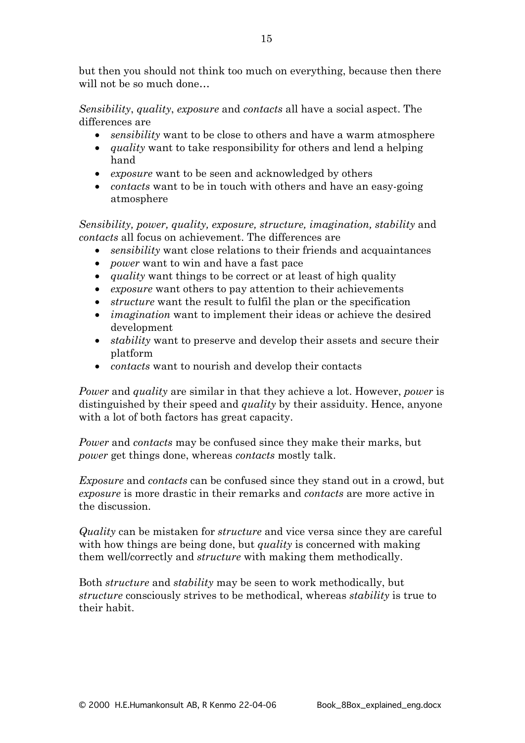but then you should not think too much on everything, because then there will not be so much done…

*Sensibility*, *quality*, *exposure* and *contacts* all have a social aspect. The differences are

- *sensibility* want to be close to others and have a warm atmosphere
- *quality* want to take responsibility for others and lend a helping hand
- *exposure* want to be seen and acknowledged by others
- *contacts* want to be in touch with others and have an easy-going atmosphere

*Sensibility, power, quality, exposure, structure, imagination, stability* and *contacts* all focus on achievement. The differences are

- *sensibility* want close relations to their friends and acquaintances
- *power* want to win and have a fast pace
- *quality* want things to be correct or at least of high quality
- *exposure* want others to pay attention to their achievements
- *structure* want the result to fulfil the plan or the specification
- *imagination* want to implement their ideas or achieve the desired development
- *stability* want to preserve and develop their assets and secure their platform
- *contacts* want to nourish and develop their contacts

*Power* and *quality* are similar in that they achieve a lot. However, *power* is distinguished by their speed and *quality* by their assiduity. Hence, anyone with a lot of both factors has great capacity.

*Power* and *contacts* may be confused since they make their marks, but *power* get things done, whereas *contacts* mostly talk.

*Exposure* and *contacts* can be confused since they stand out in a crowd, but *exposure* is more drastic in their remarks and *contacts* are more active in the discussion.

*Quality* can be mistaken for *structure* and vice versa since they are careful with how things are being done, but *quality* is concerned with making them well/correctly and *structure* with making them methodically.

Both *structure* and *stability* may be seen to work methodically, but *structure* consciously strives to be methodical, whereas *stability* is true to their habit.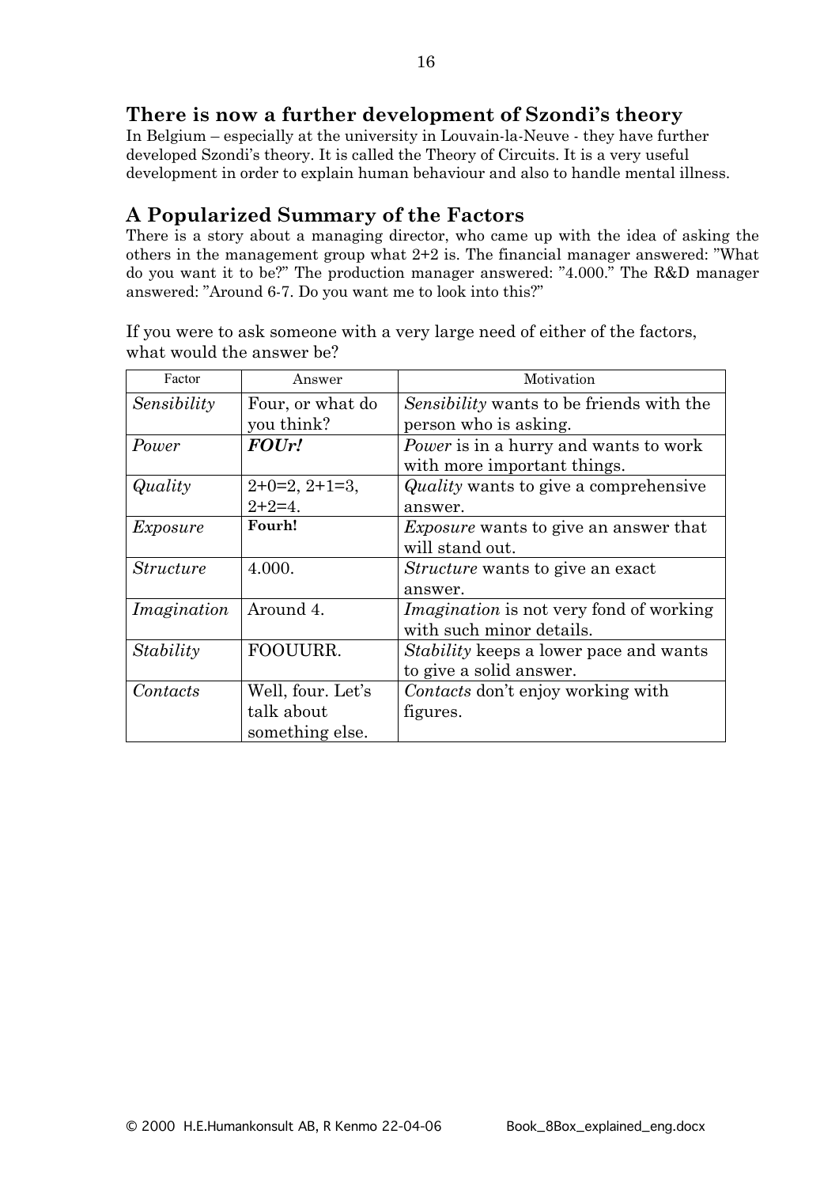## There is now a further development of Szondi's theory

In Belgium – especially at the university in Louvain-la-Neuve - they have further developed Szondi's theory. It is called the Theory of Circuits. It is a very useful development in order to explain human behaviour and also to handle mental illness.

## A Popularized Summary of the Factors

There is a story about a managing director, who came up with the idea of asking the others in the management group what 2+2 is. The financial manager answered: "What do you want it to be?" The production manager answered: "4.000." The R&D manager answered: "Around 6-7. Do you want me to look into this?"

If you were to ask someone with a very large need of either of the factors, what would the answer be?

| Factor | Answer | Motivation |
|---|---|---|
| *Sensibility* | Four, or what do you think? | *Sensibility* wants to be friends with the person who is asking. |
| *Power* | ***FOUr!*** | *Power* is in a hurry and wants to work with more important things. |
| *Quality* | 2+0=2, 2+1=3, 2+2=4. | *Quality* wants to give a comprehensive answer. |
| *Exposure* | **Fourh!** | *Exposure* wants to give an answer that will stand out. |
| *Structure* | 4.000. | *Structure* wants to give an exact answer. |
| *Imagination* | Around 4. | *Imagination* is not very fond of working with such minor details. |
| *Stability* | FOOUURR. | *Stability* keeps a lower pace and wants to give a solid answer. |
| *Contacts* | Well, four. Let's talk about something else. | *Contacts* don't enjoy working with figures. |